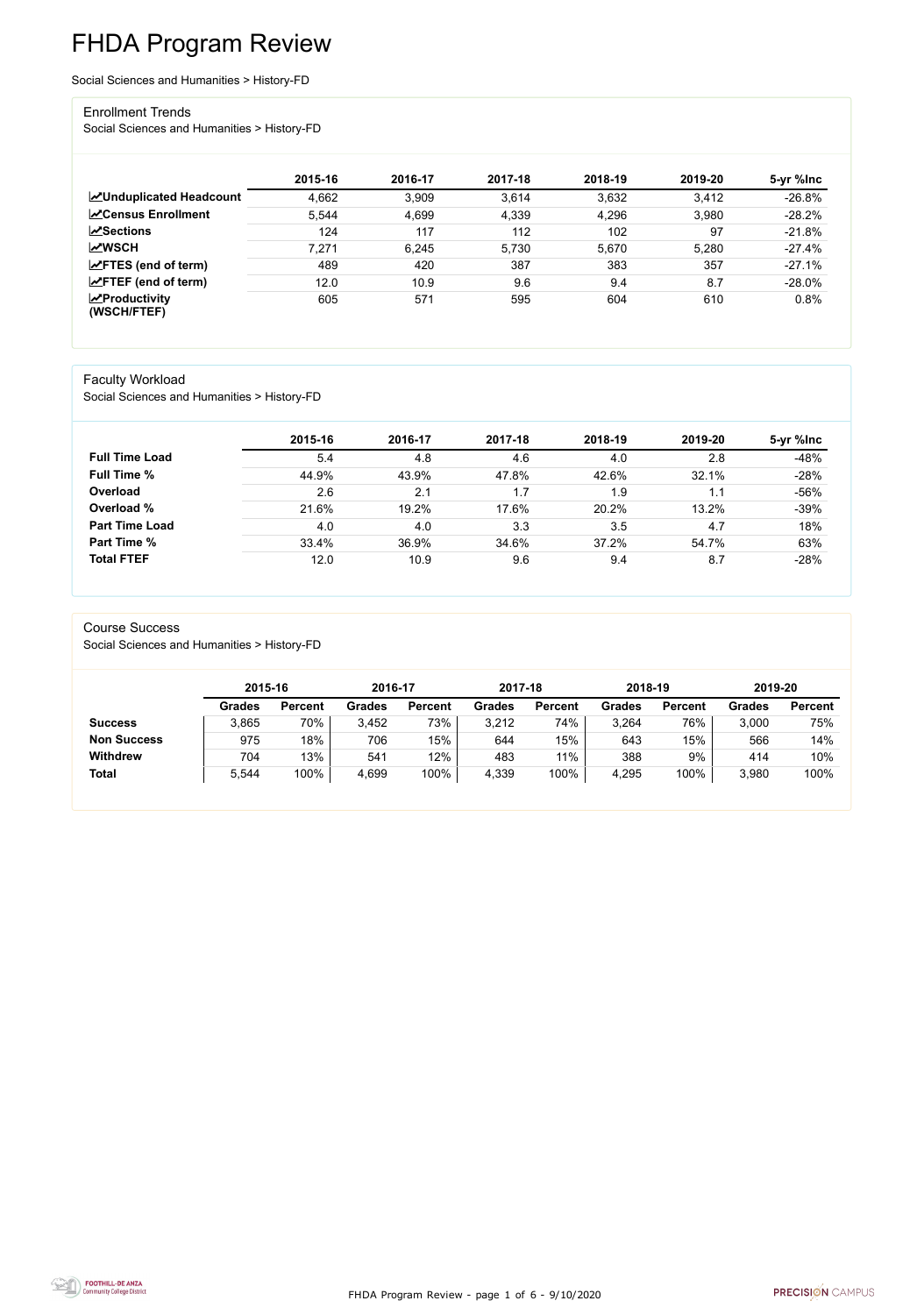# FHDA Program Review

Social Sciences and Humanities > History-FD

## Enrollment Trends

Social Sciences and Humanities > History-FD

| | 2015-16 | 2016-17 | 2017-18 | 2018-19 | 2019-20 | 5-yr %Inc |
|---|---|---|---|---|---|---|
| **Unduplicated Headcount** | 4,662 | 3,909 | 3,614 | 3,632 | 3,412 | -26.8% |
| **Census Enrollment** | 5,544 | 4,699 | 4,339 | 4,296 | 3,980 | -28.2% |
| **Sections** | 124 | 117 | 112 | 102 | 97 | -21.8% |
| **WSCH** | 7,271 | 6,245 | 5,730 | 5,670 | 5,280 | -27.4% |
| **FTES (end of term)** | 489 | 420 | 387 | 383 | 357 | -27.1% |
| **FTEF (end of term)** | 12.0 | 10.9 | 9.6 | 9.4 | 8.7 | -28.0% |
| **Productivity (WSCH/FTEF)** | 605 | 571 | 595 | 604 | 610 | 0.8% |

## Faculty Workload

Social Sciences and Humanities > History-FD

| | 2015-16 | 2016-17 | 2017-18 | 2018-19 | 2019-20 | 5-yr %Inc |
|---|---|---|---|---|---|---|
| **Full Time Load** | 5.4 | 4.8 | 4.6 | 4.0 | 2.8 | -48% |
| **Full Time %** | 44.9% | 43.9% | 47.8% | 42.6% | 32.1% | -28% |
| **Overload** | 2.6 | 2.1 | 1.7 | 1.9 | 1.1 | -56% |
| **Overload %** | 21.6% | 19.2% | 17.6% | 20.2% | 13.2% | -39% |
| **Part Time Load** | 4.0 | 4.0 | 3.3 | 3.5 | 4.7 | 18% |
| **Part Time %** | 33.4% | 36.9% | 34.6% | 37.2% | 54.7% | 63% |
| **Total FTEF** | 12.0 | 10.9 | 9.6 | 9.4 | 8.7 | -28% |

## Course Success

Social Sciences and Humanities > History-FD

| | 2015-16 | | 2016-17 | | 2017-18 | | 2018-19 | | 2019-20 | |
|---|---|---|---|---|---|---|---|---|---|---|
| | **Grades** | **Percent** | **Grades** | **Percent** | **Grades** | **Percent** | **Grades** | **Percent** | **Grades** | **Percent** |
| **Success** | 3,865 | 70% | 3,452 | 73% | 3,212 | 74% | 3,264 | 76% | 3,000 | 75% |
| **Non Success** | 975 | 18% | 706 | 15% | 644 | 15% | 643 | 15% | 566 | 14% |
| **Withdrew** | 704 | 13% | 541 | 12% | 483 | 11% | 388 | 9% | 414 | 10% |
| **Total** | 5,544 | 100% | 4,699 | 100% | 4,339 | 100% | 4,295 | 100% | 3,980 | 100% |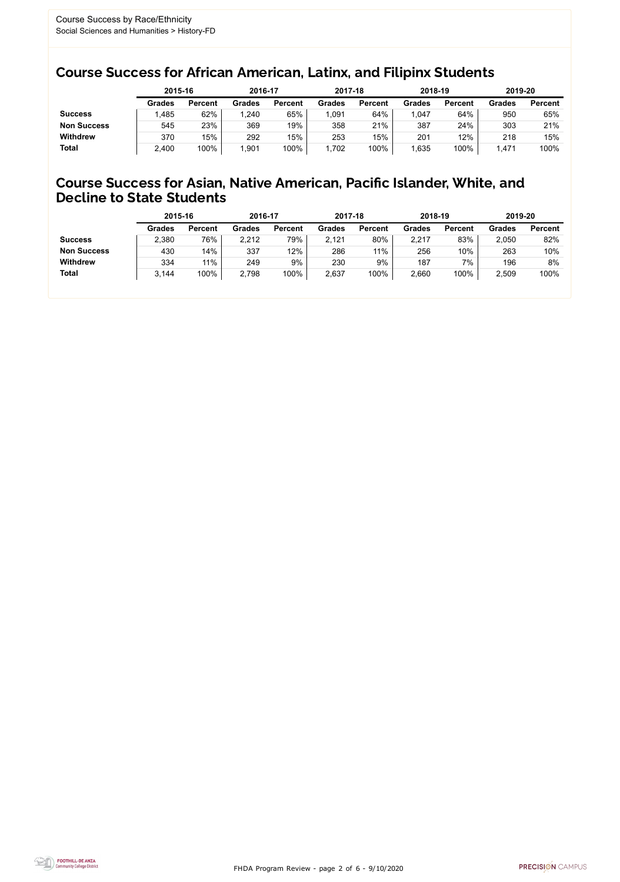Course Success by Race/Ethnicity
Social Sciences and Humanities > History-FD

## Course Success for African American, Latinx, and Filipinx Students

| | 2015-16 | | 2016-17 | | 2017-18 | | 2018-19 | | 2019-20 | |
|---|---|---|---|---|---|---|---|---|---|---|
| | Grades | Percent | Grades | Percent | Grades | Percent | Grades | Percent | Grades | Percent |
| **Success** | 1,485 | 62% | 1,240 | 65% | 1,091 | 64% | 1,047 | 64% | 950 | 65% |
| **Non Success** | 545 | 23% | 369 | 19% | 358 | 21% | 387 | 24% | 303 | 21% |
| **Withdrew** | 370 | 15% | 292 | 15% | 253 | 15% | 201 | 12% | 218 | 15% |
| **Total** | 2,400 | 100% | 1,901 | 100% | 1,702 | 100% | 1,635 | 100% | 1,471 | 100% |

## Course Success for Asian, Native American, Pacific Islander, White, and Decline to State Students

| | 2015-16 | | 2016-17 | | 2017-18 | | 2018-19 | | 2019-20 | |
|---|---|---|---|---|---|---|---|---|---|---|
| | Grades | Percent | Grades | Percent | Grades | Percent | Grades | Percent | Grades | Percent |
| **Success** | 2,380 | 76% | 2,212 | 79% | 2,121 | 80% | 2,217 | 83% | 2,050 | 82% |
| **Non Success** | 430 | 14% | 337 | 12% | 286 | 11% | 256 | 10% | 263 | 10% |
| **Withdrew** | 334 | 11% | 249 | 9% | 230 | 9% | 187 | 7% | 196 | 8% |
| **Total** | 3,144 | 100% | 2,798 | 100% | 2,637 | 100% | 2,660 | 100% | 2,509 | 100% |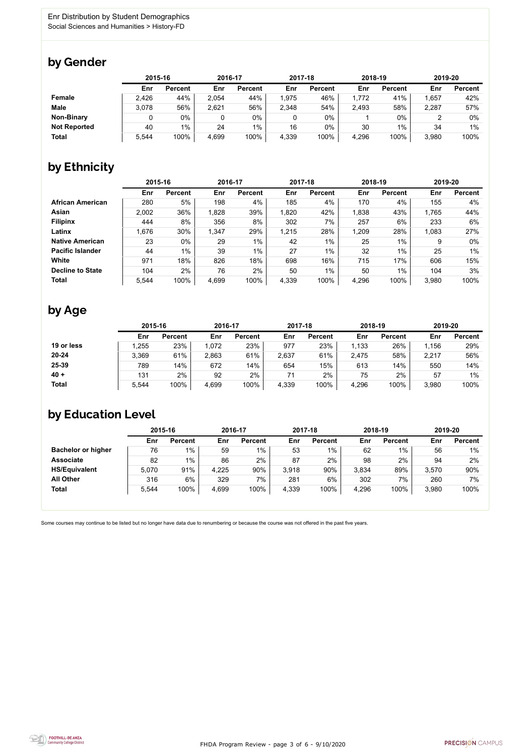Enr Distribution by Student Demographics
Social Sciences and Humanities > History-FD

## by Gender

| | 2015-16 | | 2016-17 | | 2017-18 | | 2018-19 | | 2019-20 | |
|---|---|---|---|---|---|---|---|---|---|---|
| | Enr | Percent | Enr | Percent | Enr | Percent | Enr | Percent | Enr | Percent |
| **Female** | 2,426 | 44% | 2,054 | 44% | 1,975 | 46% | 1,772 | 41% | 1,657 | 42% |
| **Male** | 3,078 | 56% | 2,621 | 56% | 2,348 | 54% | 2,493 | 58% | 2,287 | 57% |
| **Non-Binary** | 0 | 0% | 0 | 0% | 0 | 0% | 1 | 0% | 2 | 0% |
| **Not Reported** | 40 | 1% | 24 | 1% | 16 | 0% | 30 | 1% | 34 | 1% |
| **Total** | 5,544 | 100% | 4,699 | 100% | 4,339 | 100% | 4,296 | 100% | 3,980 | 100% |

## by Ethnicity

| | 2015-16 | | 2016-17 | | 2017-18 | | 2018-19 | | 2019-20 | |
|---|---|---|---|---|---|---|---|---|---|---|
| | Enr | Percent | Enr | Percent | Enr | Percent | Enr | Percent | Enr | Percent |
| **African American** | 280 | 5% | 198 | 4% | 185 | 4% | 170 | 4% | 155 | 4% |
| **Asian** | 2,002 | 36% | 1,828 | 39% | 1,820 | 42% | 1,838 | 43% | 1,765 | 44% |
| **Filipinx** | 444 | 8% | 356 | 8% | 302 | 7% | 257 | 6% | 233 | 6% |
| **Latinx** | 1,676 | 30% | 1,347 | 29% | 1,215 | 28% | 1,209 | 28% | 1,083 | 27% |
| **Native American** | 23 | 0% | 29 | 1% | 42 | 1% | 25 | 1% | 9 | 0% |
| **Pacific Islander** | 44 | 1% | 39 | 1% | 27 | 1% | 32 | 1% | 25 | 1% |
| **White** | 971 | 18% | 826 | 18% | 698 | 16% | 715 | 17% | 606 | 15% |
| **Decline to State** | 104 | 2% | 76 | 2% | 50 | 1% | 50 | 1% | 104 | 3% |
| **Total** | 5,544 | 100% | 4,699 | 100% | 4,339 | 100% | 4,296 | 100% | 3,980 | 100% |

## by Age

| | 2015-16 | | 2016-17 | | 2017-18 | | 2018-19 | | 2019-20 | |
|---|---|---|---|---|---|---|---|---|---|---|
| | Enr | Percent | Enr | Percent | Enr | Percent | Enr | Percent | Enr | Percent |
| **19 or less** | 1,255 | 23% | 1,072 | 23% | 977 | 23% | 1,133 | 26% | 1,156 | 29% |
| **20-24** | 3,369 | 61% | 2,863 | 61% | 2,637 | 61% | 2,475 | 58% | 2,217 | 56% |
| **25-39** | 789 | 14% | 672 | 14% | 654 | 15% | 613 | 14% | 550 | 14% |
| **40 +** | 131 | 2% | 92 | 2% | 71 | 2% | 75 | 2% | 57 | 1% |
| **Total** | 5,544 | 100% | 4,699 | 100% | 4,339 | 100% | 4,296 | 100% | 3,980 | 100% |

## by Education Level

| | 2015-16 | | 2016-17 | | 2017-18 | | 2018-19 | | 2019-20 | |
|---|---|---|---|---|---|---|---|---|---|---|
| | Enr | Percent | Enr | Percent | Enr | Percent | Enr | Percent | Enr | Percent |
| **Bachelor or higher** | 76 | 1% | 59 | 1% | 53 | 1% | 62 | 1% | 56 | 1% |
| **Associate** | 82 | 1% | 86 | 2% | 87 | 2% | 98 | 2% | 94 | 2% |
| **HS/Equivalent** | 5,070 | 91% | 4,225 | 90% | 3,918 | 90% | 3,834 | 89% | 3,570 | 90% |
| **All Other** | 316 | 6% | 329 | 7% | 281 | 6% | 302 | 7% | 260 | 7% |
| **Total** | 5,544 | 100% | 4,699 | 100% | 4,339 | 100% | 4,296 | 100% | 3,980 | 100% |

Some courses may continue to be listed but no longer have data due to renumbering or because the course was not offered in the past five years.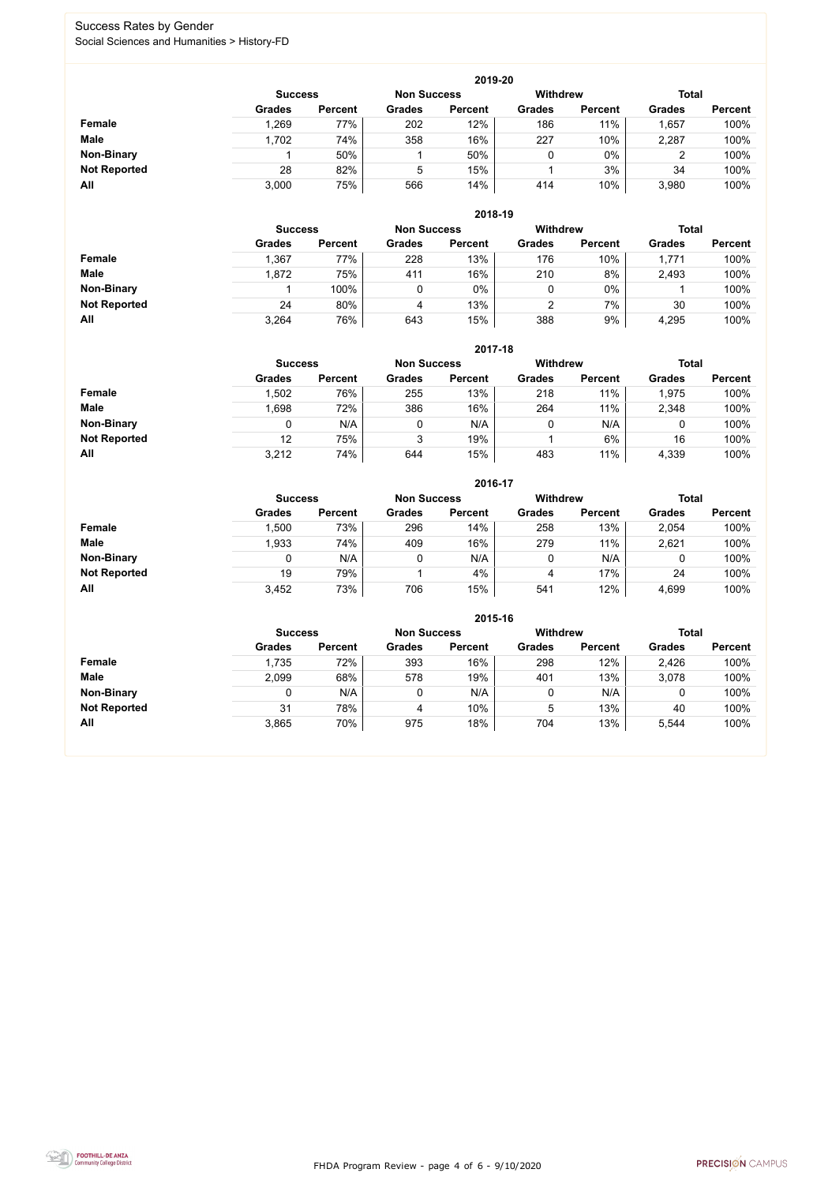# Success Rates by Gender

Social Sciences and Humanities > History-FD

## 2019-20

| | Success | | Non Success | | Withdrew | | Total | |
|---|---|---|---|---|---|---|---|---|
| | Grades | Percent | Grades | Percent | Grades | Percent | Grades | Percent |
| **Female** | 1,269 | 77% | 202 | 12% | 186 | 11% | 1,657 | 100% |
| **Male** | 1,702 | 74% | 358 | 16% | 227 | 10% | 2,287 | 100% |
| **Non-Binary** | 1 | 50% | 1 | 50% | 0 | 0% | 2 | 100% |
| **Not Reported** | 28 | 82% | 5 | 15% | 1 | 3% | 34 | 100% |
| **All** | 3,000 | 75% | 566 | 14% | 414 | 10% | 3,980 | 100% |

## 2018-19

| | Success | | Non Success | | Withdrew | | Total | |
|---|---|---|---|---|---|---|---|---|
| | Grades | Percent | Grades | Percent | Grades | Percent | Grades | Percent |
| **Female** | 1,367 | 77% | 228 | 13% | 176 | 10% | 1,771 | 100% |
| **Male** | 1,872 | 75% | 411 | 16% | 210 | 8% | 2,493 | 100% |
| **Non-Binary** | 1 | 100% | 0 | 0% | 0 | 0% | 1 | 100% |
| **Not Reported** | 24 | 80% | 4 | 13% | 2 | 7% | 30 | 100% |
| **All** | 3,264 | 76% | 643 | 15% | 388 | 9% | 4,295 | 100% |

## 2017-18

| | Success | | Non Success | | Withdrew | | Total | |
|---|---|---|---|---|---|---|---|---|
| | Grades | Percent | Grades | Percent | Grades | Percent | Grades | Percent |
| **Female** | 1,502 | 76% | 255 | 13% | 218 | 11% | 1,975 | 100% |
| **Male** | 1,698 | 72% | 386 | 16% | 264 | 11% | 2,348 | 100% |
| **Non-Binary** | 0 | N/A | 0 | N/A | 0 | N/A | 0 | 100% |
| **Not Reported** | 12 | 75% | 3 | 19% | 1 | 6% | 16 | 100% |
| **All** | 3,212 | 74% | 644 | 15% | 483 | 11% | 4,339 | 100% |

## 2016-17

| | Success | | Non Success | | Withdrew | | Total | |
|---|---|---|---|---|---|---|---|---|
| | Grades | Percent | Grades | Percent | Grades | Percent | Grades | Percent |
| **Female** | 1,500 | 73% | 296 | 14% | 258 | 13% | 2,054 | 100% |
| **Male** | 1,933 | 74% | 409 | 16% | 279 | 11% | 2,621 | 100% |
| **Non-Binary** | 0 | N/A | 0 | N/A | 0 | N/A | 0 | 100% |
| **Not Reported** | 19 | 79% | 1 | 4% | 4 | 17% | 24 | 100% |
| **All** | 3,452 | 73% | 706 | 15% | 541 | 12% | 4,699 | 100% |

## 2015-16

| | Success | | Non Success | | Withdrew | | Total | |
|---|---|---|---|---|---|---|---|---|
| | Grades | Percent | Grades | Percent | Grades | Percent | Grades | Percent |
| **Female** | 1,735 | 72% | 393 | 16% | 298 | 12% | 2,426 | 100% |
| **Male** | 2,099 | 68% | 578 | 19% | 401 | 13% | 3,078 | 100% |
| **Non-Binary** | 0 | N/A | 0 | N/A | 0 | N/A | 0 | 100% |
| **Not Reported** | 31 | 78% | 4 | 10% | 5 | 13% | 40 | 100% |
| **All** | 3,865 | 70% | 975 | 18% | 704 | 13% | 5,544 | 100% |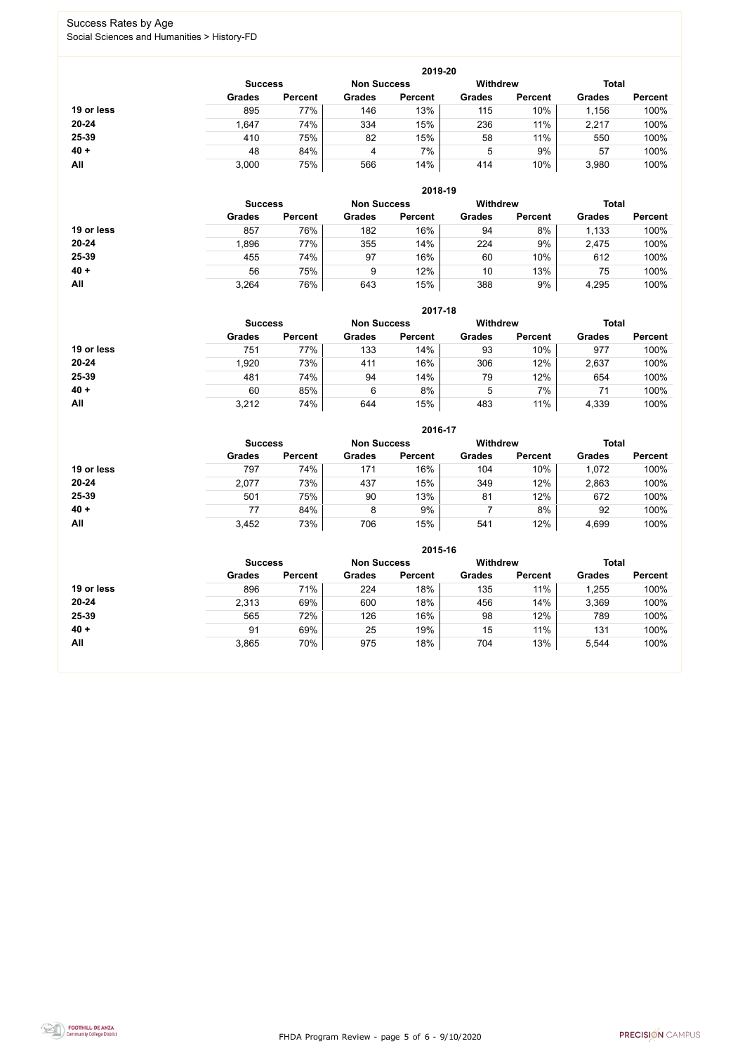# Success Rates by Age

Social Sciences and Humanities > History-FD

## 2019-20

| | Success | | Non Success | | Withdrew | | Total | |
|---|---|---|---|---|---|---|---|---|
| | Grades | Percent | Grades | Percent | Grades | Percent | Grades | Percent |
| 19 or less | 895 | 77% | 146 | 13% | 115 | 10% | 1,156 | 100% |
| 20-24 | 1,647 | 74% | 334 | 15% | 236 | 11% | 2,217 | 100% |
| 25-39 | 410 | 75% | 82 | 15% | 58 | 11% | 550 | 100% |
| 40 + | 48 | 84% | 4 | 7% | 5 | 9% | 57 | 100% |
| All | 3,000 | 75% | 566 | 14% | 414 | 10% | 3,980 | 100% |

## 2018-19

| | Success | | Non Success | | Withdrew | | Total | |
|---|---|---|---|---|---|---|---|---|
| | Grades | Percent | Grades | Percent | Grades | Percent | Grades | Percent |
| 19 or less | 857 | 76% | 182 | 16% | 94 | 8% | 1,133 | 100% |
| 20-24 | 1,896 | 77% | 355 | 14% | 224 | 9% | 2,475 | 100% |
| 25-39 | 455 | 74% | 97 | 16% | 60 | 10% | 612 | 100% |
| 40 + | 56 | 75% | 9 | 12% | 10 | 13% | 75 | 100% |
| All | 3,264 | 76% | 643 | 15% | 388 | 9% | 4,295 | 100% |

## 2017-18

| | Success | | Non Success | | Withdrew | | Total | |
|---|---|---|---|---|---|---|---|---|
| | Grades | Percent | Grades | Percent | Grades | Percent | Grades | Percent |
| 19 or less | 751 | 77% | 133 | 14% | 93 | 10% | 977 | 100% |
| 20-24 | 1,920 | 73% | 411 | 16% | 306 | 12% | 2,637 | 100% |
| 25-39 | 481 | 74% | 94 | 14% | 79 | 12% | 654 | 100% |
| 40 + | 60 | 85% | 6 | 8% | 5 | 7% | 71 | 100% |
| All | 3,212 | 74% | 644 | 15% | 483 | 11% | 4,339 | 100% |

## 2016-17

| | Success | | Non Success | | Withdrew | | Total | |
|---|---|---|---|---|---|---|---|---|
| | Grades | Percent | Grades | Percent | Grades | Percent | Grades | Percent |
| 19 or less | 797 | 74% | 171 | 16% | 104 | 10% | 1,072 | 100% |
| 20-24 | 2,077 | 73% | 437 | 15% | 349 | 12% | 2,863 | 100% |
| 25-39 | 501 | 75% | 90 | 13% | 81 | 12% | 672 | 100% |
| 40 + | 77 | 84% | 8 | 9% | 7 | 8% | 92 | 100% |
| All | 3,452 | 73% | 706 | 15% | 541 | 12% | 4,699 | 100% |

## 2015-16

| | Success | | Non Success | | Withdrew | | Total | |
|---|---|---|---|---|---|---|---|---|
| | Grades | Percent | Grades | Percent | Grades | Percent | Grades | Percent |
| 19 or less | 896 | 71% | 224 | 18% | 135 | 11% | 1,255 | 100% |
| 20-24 | 2,313 | 69% | 600 | 18% | 456 | 14% | 3,369 | 100% |
| 25-39 | 565 | 72% | 126 | 16% | 98 | 12% | 789 | 100% |
| 40 + | 91 | 69% | 25 | 19% | 15 | 11% | 131 | 100% |
| All | 3,865 | 70% | 975 | 18% | 704 | 13% | 5,544 | 100% |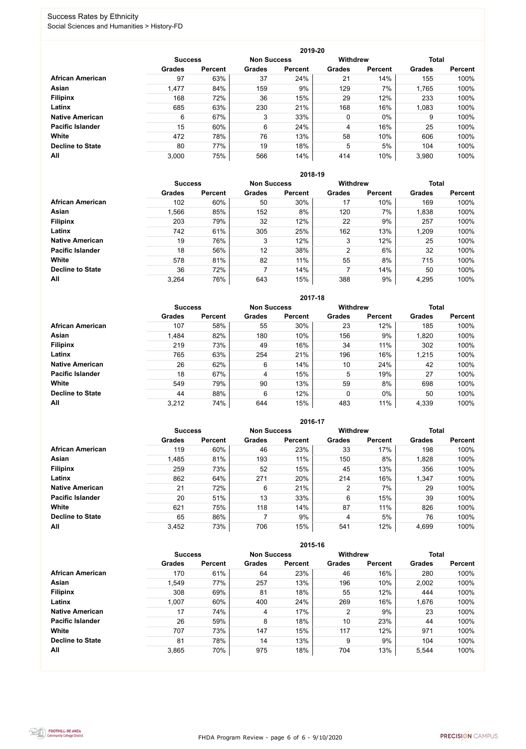# Success Rates by Ethnicity

Social Sciences and Humanities > History-FD

| 2019-20 | Success | | Non Success | | Withdrew | | Total | |
|---|---|---|---|---|---|---|---|---|
| | Grades | Percent | Grades | Percent | Grades | Percent | Grades | Percent |
| African American | 97 | 63% | 37 | 24% | 21 | 14% | 155 | 100% |
| Asian | 1,477 | 84% | 159 | 9% | 129 | 7% | 1,765 | 100% |
| Filipinx | 168 | 72% | 36 | 15% | 29 | 12% | 233 | 100% |
| Latinx | 685 | 63% | 230 | 21% | 168 | 16% | 1,083 | 100% |
| Native American | 6 | 67% | 3 | 33% | 0 | 0% | 9 | 100% |
| Pacific Islander | 15 | 60% | 6 | 24% | 4 | 16% | 25 | 100% |
| White | 472 | 78% | 76 | 13% | 58 | 10% | 606 | 100% |
| Decline to State | 80 | 77% | 19 | 18% | 5 | 5% | 104 | 100% |
| All | 3,000 | 75% | 566 | 14% | 414 | 10% | 3,980 | 100% |

| 2018-19 | Success | | Non Success | | Withdrew | | Total | |
|---|---|---|---|---|---|---|---|---|
| | Grades | Percent | Grades | Percent | Grades | Percent | Grades | Percent |
| African American | 102 | 60% | 50 | 30% | 17 | 10% | 169 | 100% |
| Asian | 1,566 | 85% | 152 | 8% | 120 | 7% | 1,838 | 100% |
| Filipinx | 203 | 79% | 32 | 12% | 22 | 9% | 257 | 100% |
| Latinx | 742 | 61% | 305 | 25% | 162 | 13% | 1,209 | 100% |
| Native American | 19 | 76% | 3 | 12% | 3 | 12% | 25 | 100% |
| Pacific Islander | 18 | 56% | 12 | 38% | 2 | 6% | 32 | 100% |
| White | 578 | 81% | 82 | 11% | 55 | 8% | 715 | 100% |
| Decline to State | 36 | 72% | 7 | 14% | 7 | 14% | 50 | 100% |
| All | 3,264 | 76% | 643 | 15% | 388 | 9% | 4,295 | 100% |

| 2017-18 | Success | | Non Success | | Withdrew | | Total | |
|---|---|---|---|---|---|---|---|---|
| | Grades | Percent | Grades | Percent | Grades | Percent | Grades | Percent |
| African American | 107 | 58% | 55 | 30% | 23 | 12% | 185 | 100% |
| Asian | 1,484 | 82% | 180 | 10% | 156 | 9% | 1,820 | 100% |
| Filipinx | 219 | 73% | 49 | 16% | 34 | 11% | 302 | 100% |
| Latinx | 765 | 63% | 254 | 21% | 196 | 16% | 1,215 | 100% |
| Native American | 26 | 62% | 6 | 14% | 10 | 24% | 42 | 100% |
| Pacific Islander | 18 | 67% | 4 | 15% | 5 | 19% | 27 | 100% |
| White | 549 | 79% | 90 | 13% | 59 | 8% | 698 | 100% |
| Decline to State | 44 | 88% | 6 | 12% | 0 | 0% | 50 | 100% |
| All | 3,212 | 74% | 644 | 15% | 483 | 11% | 4,339 | 100% |

| 2016-17 | Success | | Non Success | | Withdrew | | Total | |
|---|---|---|---|---|---|---|---|---|
| | Grades | Percent | Grades | Percent | Grades | Percent | Grades | Percent |
| African American | 119 | 60% | 46 | 23% | 33 | 17% | 198 | 100% |
| Asian | 1,485 | 81% | 193 | 11% | 150 | 8% | 1,828 | 100% |
| Filipinx | 259 | 73% | 52 | 15% | 45 | 13% | 356 | 100% |
| Latinx | 862 | 64% | 271 | 20% | 214 | 16% | 1,347 | 100% |
| Native American | 21 | 72% | 6 | 21% | 2 | 7% | 29 | 100% |
| Pacific Islander | 20 | 51% | 13 | 33% | 6 | 15% | 39 | 100% |
| White | 621 | 75% | 118 | 14% | 87 | 11% | 826 | 100% |
| Decline to State | 65 | 86% | 7 | 9% | 4 | 5% | 76 | 100% |
| All | 3,452 | 73% | 706 | 15% | 541 | 12% | 4,699 | 100% |

| 2015-16 | Success | | Non Success | | Withdrew | | Total | |
|---|---|---|---|---|---|---|---|---|
| | Grades | Percent | Grades | Percent | Grades | Percent | Grades | Percent |
| African American | 170 | 61% | 64 | 23% | 46 | 16% | 280 | 100% |
| Asian | 1,549 | 77% | 257 | 13% | 196 | 10% | 2,002 | 100% |
| Filipinx | 308 | 69% | 81 | 18% | 55 | 12% | 444 | 100% |
| Latinx | 1,007 | 60% | 400 | 24% | 269 | 16% | 1,676 | 100% |
| Native American | 17 | 74% | 4 | 17% | 2 | 9% | 23 | 100% |
| Pacific Islander | 26 | 59% | 8 | 18% | 10 | 23% | 44 | 100% |
| White | 707 | 73% | 147 | 15% | 117 | 12% | 971 | 100% |
| Decline to State | 81 | 78% | 14 | 13% | 9 | 9% | 104 | 100% |
| All | 3,865 | 70% | 975 | 18% | 704 | 13% | 5,544 | 100% |